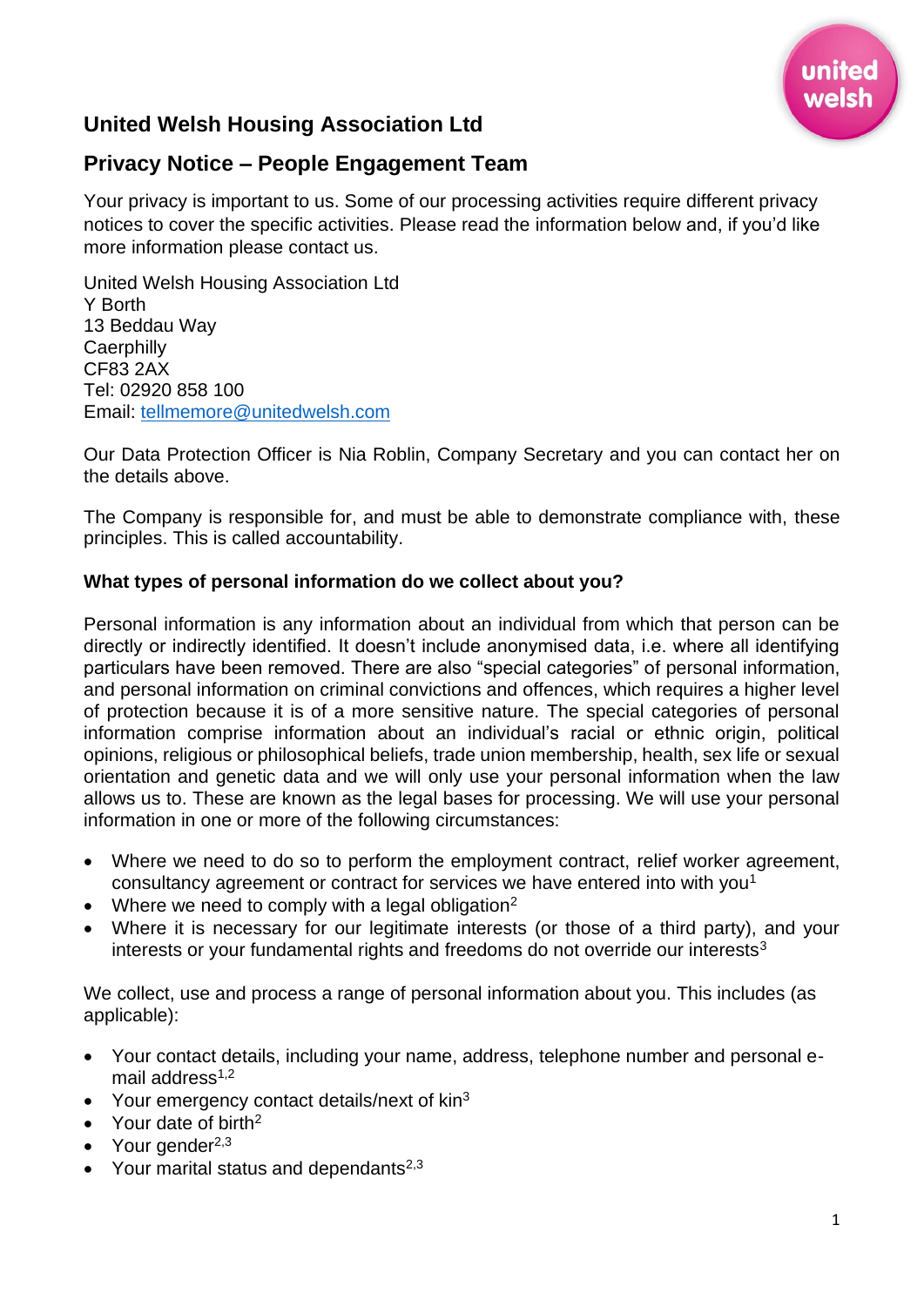# United Welsh Housing Association Ltd

## Privacy Notice – People Engagement Team

Your privacy is important to us. Some of our processing activities require different privacy notices to cover the specific activities. Please read the information below and, if you'd like more information please contact us.

United Welsh Housing Association Ltd
Y Borth
13 Beddau Way
Caerphilly
CF83 2AX
Tel: 02920 858 100
Email: tellmemore@unitedwelsh.com

Our Data Protection Officer is Nia Roblin, Company Secretary and you can contact her on the details above.

The Company is responsible for, and must be able to demonstrate compliance with, these principles. This is called accountability.

**What types of personal information do we collect about you?**

Personal information is any information about an individual from which that person can be directly or indirectly identified. It doesn't include anonymised data, i.e. where all identifying particulars have been removed. There are also "special categories" of personal information, and personal information on criminal convictions and offences, which requires a higher level of protection because it is of a more sensitive nature. The special categories of personal information comprise information about an individual's racial or ethnic origin, political opinions, religious or philosophical beliefs, trade union membership, health, sex life or sexual orientation and genetic data and we will only use your personal information when the law allows us to. These are known as the legal bases for processing. We will use your personal information in one or more of the following circumstances:

- Where we need to do so to perform the employment contract, relief worker agreement, consultancy agreement or contract for services we have entered into with you[1]
- Where we need to comply with a legal obligation[2]
- Where it is necessary for our legitimate interests (or those of a third party), and your interests or your fundamental rights and freedoms do not override our interests[3]

We collect, use and process a range of personal information about you. This includes (as applicable):

- Your contact details, including your name, address, telephone number and personal e-mail address[1,2]
- Your emergency contact details/next of kin[3]
- Your date of birth[2]
- Your gender[2,3]
- Your marital status and dependants[2,3]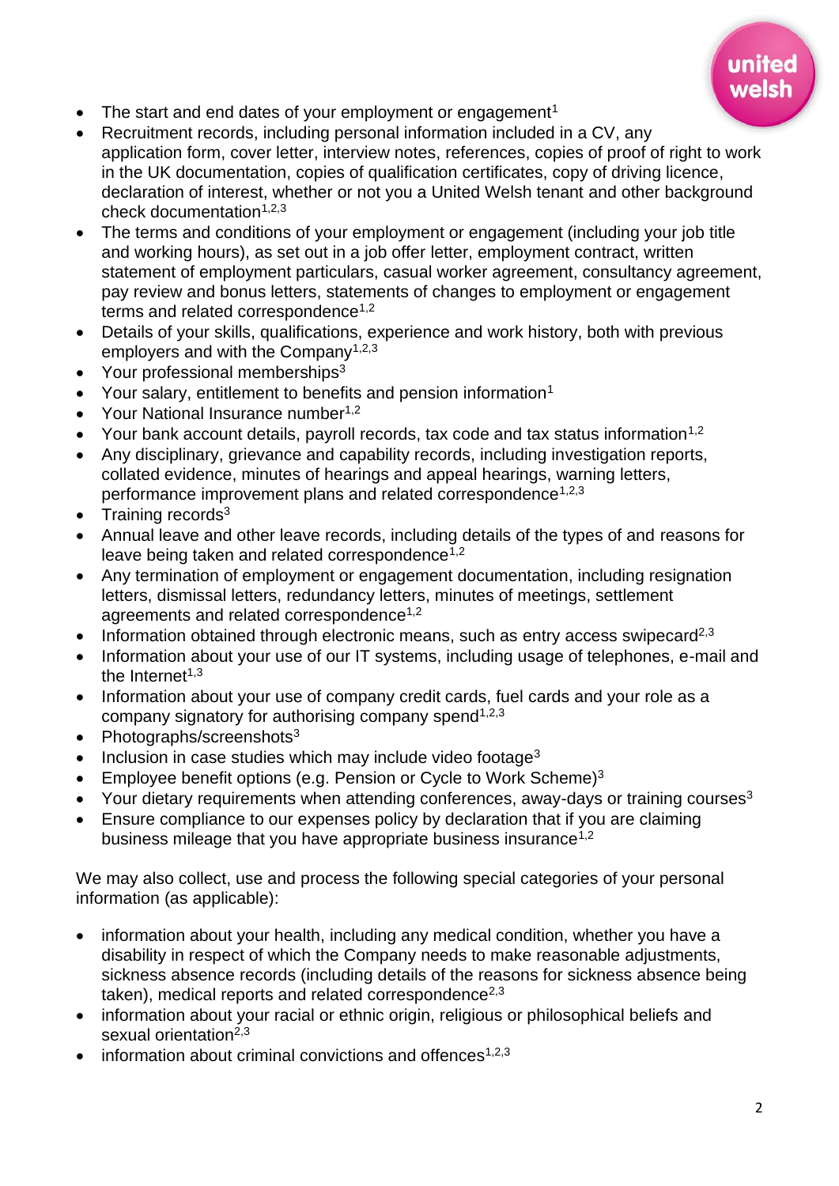- The start and end dates of your employment or engagement[1]
- Recruitment records, including personal information included in a CV, any application form, cover letter, interview notes, references, copies of proof of right to work in the UK documentation, copies of qualification certificates, copy of driving licence, declaration of interest, whether or not you a United Welsh tenant and other background check documentation[1,2,3]
- The terms and conditions of your employment or engagement (including your job title and working hours), as set out in a job offer letter, employment contract, written statement of employment particulars, casual worker agreement, consultancy agreement, pay review and bonus letters, statements of changes to employment or engagement terms and related correspondence[1,2]
- Details of your skills, qualifications, experience and work history, both with previous employers and with the Company[1,2,3]
- Your professional memberships[3]
- Your salary, entitlement to benefits and pension information[1]
- Your National Insurance number[1,2]
- Your bank account details, payroll records, tax code and tax status information[1,2]
- Any disciplinary, grievance and capability records, including investigation reports, collated evidence, minutes of hearings and appeal hearings, warning letters, performance improvement plans and related correspondence[1,2,3]
- Training records[3]
- Annual leave and other leave records, including details of the types of and reasons for leave being taken and related correspondence[1,2]
- Any termination of employment or engagement documentation, including resignation letters, dismissal letters, redundancy letters, minutes of meetings, settlement agreements and related correspondence[1,2]
- Information obtained through electronic means, such as entry access swipecard[2,3]
- Information about your use of our IT systems, including usage of telephones, e-mail and the Internet[1,3]
- Information about your use of company credit cards, fuel cards and your role as a company signatory for authorising company spend[1,2,3]
- Photographs/screenshots[3]
- Inclusion in case studies which may include video footage[3]
- Employee benefit options (e.g. Pension or Cycle to Work Scheme)[3]
- Your dietary requirements when attending conferences, away-days or training courses[3]
- Ensure compliance to our expenses policy by declaration that if you are claiming business mileage that you have appropriate business insurance[1,2]

We may also collect, use and process the following special categories of your personal information (as applicable):

- information about your health, including any medical condition, whether you have a disability in respect of which the Company needs to make reasonable adjustments, sickness absence records (including details of the reasons for sickness absence being taken), medical reports and related correspondence[2,3]
- information about your racial or ethnic origin, religious or philosophical beliefs and sexual orientation[2,3]
- information about criminal convictions and offences[1,2,3]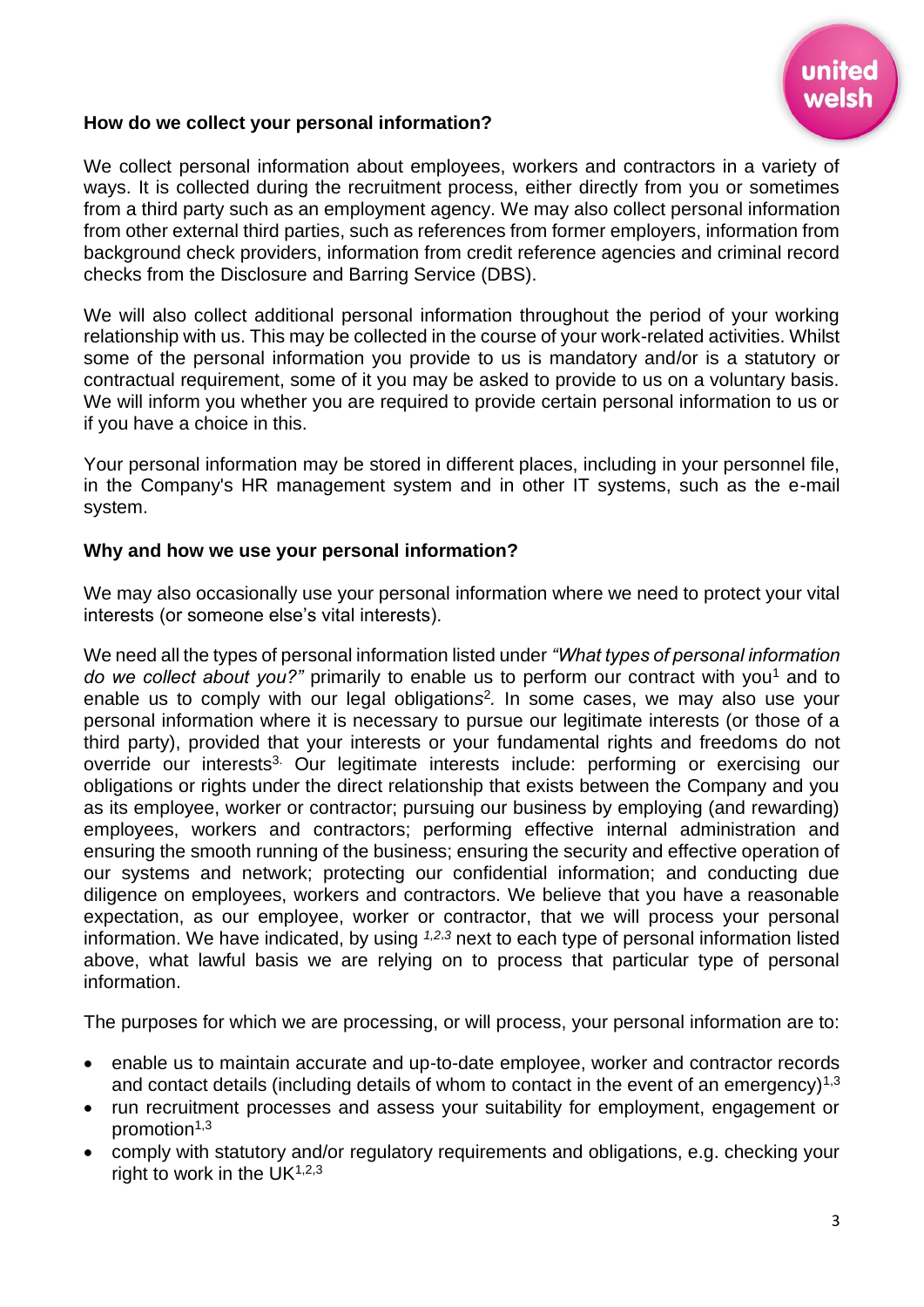### How do we collect your personal information?

We collect personal information about employees, workers and contractors in a variety of ways. It is collected during the recruitment process, either directly from you or sometimes from a third party such as an employment agency. We may also collect personal information from other external third parties, such as references from former employers, information from background check providers, information from credit reference agencies and criminal record checks from the Disclosure and Barring Service (DBS).

We will also collect additional personal information throughout the period of your working relationship with us. This may be collected in the course of your work-related activities. Whilst some of the personal information you provide to us is mandatory and/or is a statutory or contractual requirement, some of it you may be asked to provide to us on a voluntary basis. We will inform you whether you are required to provide certain personal information to us or if you have a choice in this.

Your personal information may be stored in different places, including in your personnel file, in the Company's HR management system and in other IT systems, such as the e-mail system.

### Why and how we use your personal information?

We may also occasionally use your personal information where we need to protect your vital interests (or someone else's vital interests).

We need all the types of personal information listed under *"What types of personal information do we collect about you?"* primarily to enable us to perform our contract with you[1] and to enable us to comply with our legal obligations[2]. In some cases, we may also use your personal information where it is necessary to pursue our legitimate interests (or those of a third party), provided that your interests or your fundamental rights and freedoms do not override our interests[3]. Our legitimate interests include: performing or exercising our obligations or rights under the direct relationship that exists between the Company and you as its employee, worker or contractor; pursuing our business by employing (and rewarding) employees, workers and contractors; performing effective internal administration and ensuring the smooth running of the business; ensuring the security and effective operation of our systems and network; protecting our confidential information; and conducting due diligence on employees, workers and contractors. We believe that you have a reasonable expectation, as our employee, worker or contractor, that we will process your personal information. We have indicated, by using [1,2,3] next to each type of personal information listed above, what lawful basis we are relying on to process that particular type of personal information.

The purposes for which we are processing, or will process, your personal information are to:

- enable us to maintain accurate and up-to-date employee, worker and contractor records and contact details (including details of whom to contact in the event of an emergency)[1,3]
- run recruitment processes and assess your suitability for employment, engagement or promotion[1,3]
- comply with statutory and/or regulatory requirements and obligations, e.g. checking your right to work in the UK[1,2,3]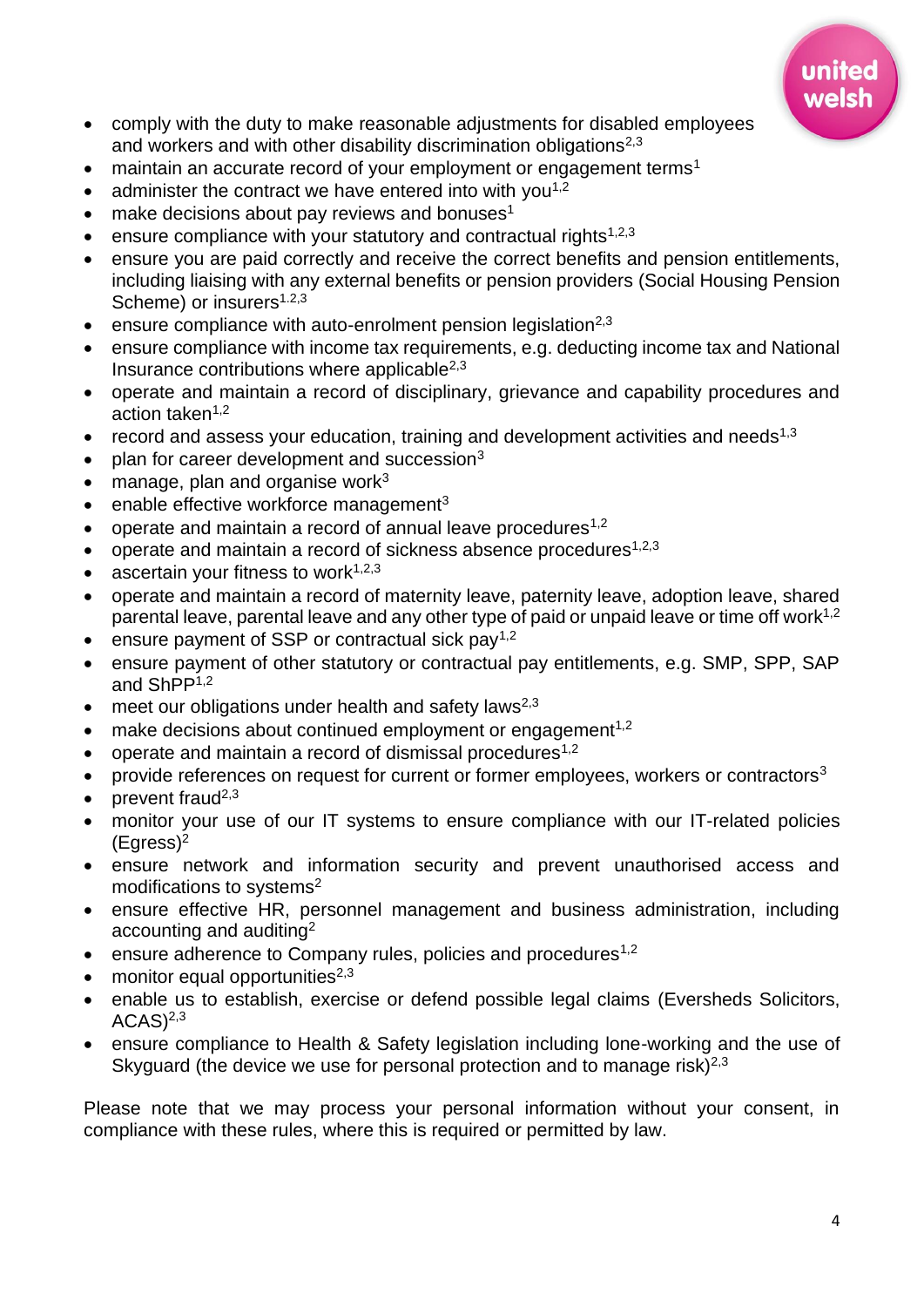- comply with the duty to make reasonable adjustments for disabled employees and workers and with other disability discrimination obligations[2,3]
- maintain an accurate record of your employment or engagement terms[1]
- administer the contract we have entered into with you[1,2]
- make decisions about pay reviews and bonuses[1]
- ensure compliance with your statutory and contractual rights[1,2,3]
- ensure you are paid correctly and receive the correct benefits and pension entitlements, including liaising with any external benefits or pension providers (Social Housing Pension Scheme) or insurers[1,2,3]
- ensure compliance with auto-enrolment pension legislation[2,3]
- ensure compliance with income tax requirements, e.g. deducting income tax and National Insurance contributions where applicable[2,3]
- operate and maintain a record of disciplinary, grievance and capability procedures and action taken[1,2]
- record and assess your education, training and development activities and needs[1,3]
- plan for career development and succession[3]
- manage, plan and organise work[3]
- enable effective workforce management[3]
- operate and maintain a record of annual leave procedures[1,2]
- operate and maintain a record of sickness absence procedures[1,2,3]
- ascertain your fitness to work[1,2,3]
- operate and maintain a record of maternity leave, paternity leave, adoption leave, shared parental leave, parental leave and any other type of paid or unpaid leave or time off work[1,2]
- ensure payment of SSP or contractual sick pay[1,2]
- ensure payment of other statutory or contractual pay entitlements, e.g. SMP, SPP, SAP and ShPP[1,2]
- meet our obligations under health and safety laws[2,3]
- make decisions about continued employment or engagement[1,2]
- operate and maintain a record of dismissal procedures[1,2]
- provide references on request for current or former employees, workers or contractors[3]
- prevent fraud[2,3]
- monitor your use of our IT systems to ensure compliance with our IT-related policies (Egress)[2]
- ensure network and information security and prevent unauthorised access and modifications to systems[2]
- ensure effective HR, personnel management and business administration, including accounting and auditing[2]
- ensure adherence to Company rules, policies and procedures[1,2]
- monitor equal opportunities[2,3]
- enable us to establish, exercise or defend possible legal claims (Eversheds Solicitors, ACAS)[2,3]
- ensure compliance to Health & Safety legislation including lone-working and the use of Skyguard (the device we use for personal protection and to manage risk)[2,3]

Please note that we may process your personal information without your consent, in compliance with these rules, where this is required or permitted by law.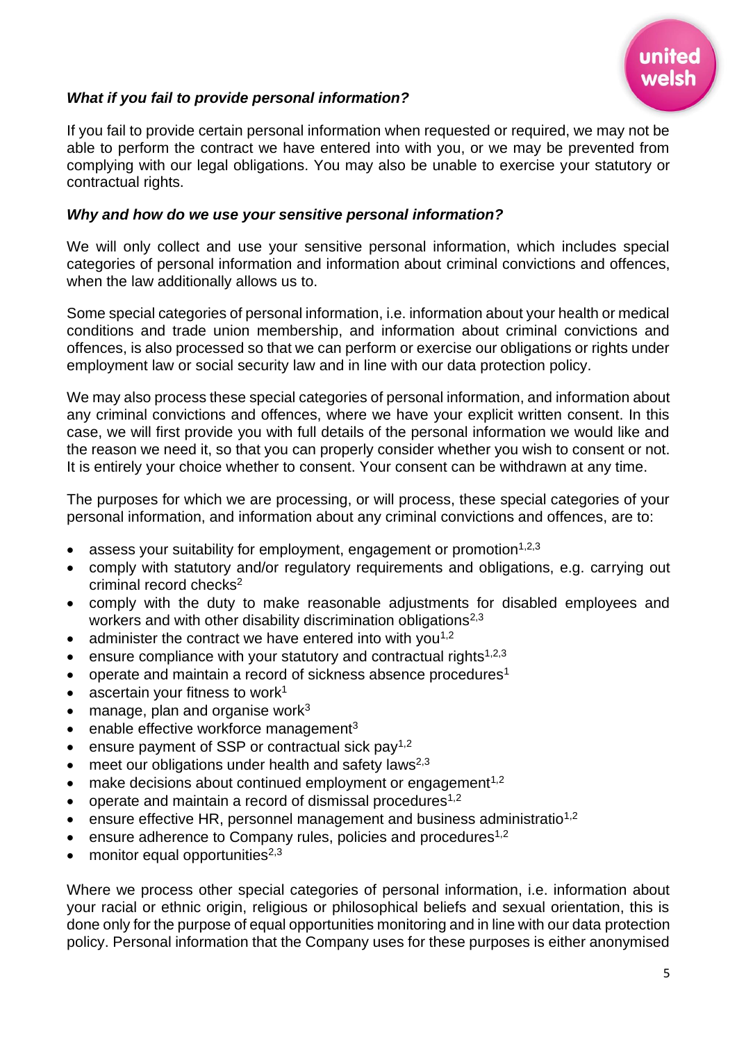***What if you fail to provide personal information?***

If you fail to provide certain personal information when requested or required, we may not be able to perform the contract we have entered into with you, or we may be prevented from complying with our legal obligations. You may also be unable to exercise your statutory or contractual rights.

***Why and how do we use your sensitive personal information?***

We will only collect and use your sensitive personal information, which includes special categories of personal information and information about criminal convictions and offences, when the law additionally allows us to.

Some special categories of personal information, i.e. information about your health or medical conditions and trade union membership, and information about criminal convictions and offences, is also processed so that we can perform or exercise our obligations or rights under employment law or social security law and in line with our data protection policy.

We may also process these special categories of personal information, and information about any criminal convictions and offences, where we have your explicit written consent. In this case, we will first provide you with full details of the personal information we would like and the reason we need it, so that you can properly consider whether you wish to consent or not. It is entirely your choice whether to consent. Your consent can be withdrawn at any time.

The purposes for which we are processing, or will process, these special categories of your personal information, and information about any criminal convictions and offences, are to:

- assess your suitability for employment, engagement or promotion[1,2,3]
- comply with statutory and/or regulatory requirements and obligations, e.g. carrying out criminal record checks[2]
- comply with the duty to make reasonable adjustments for disabled employees and workers and with other disability discrimination obligations[2,3]
- administer the contract we have entered into with you[1,2]
- ensure compliance with your statutory and contractual rights[1,2,3]
- operate and maintain a record of sickness absence procedures[1]
- ascertain your fitness to work[1]
- manage, plan and organise work[3]
- enable effective workforce management[3]
- ensure payment of SSP or contractual sick pay[1,2]
- meet our obligations under health and safety laws[2,3]
- make decisions about continued employment or engagement[1,2]
- operate and maintain a record of dismissal procedures[1,2]
- ensure effective HR, personnel management and business administratio[1,2]
- ensure adherence to Company rules, policies and procedures[1,2]
- monitor equal opportunities[2,3]

Where we process other special categories of personal information, i.e. information about your racial or ethnic origin, religious or philosophical beliefs and sexual orientation, this is done only for the purpose of equal opportunities monitoring and in line with our data protection policy. Personal information that the Company uses for these purposes is either anonymised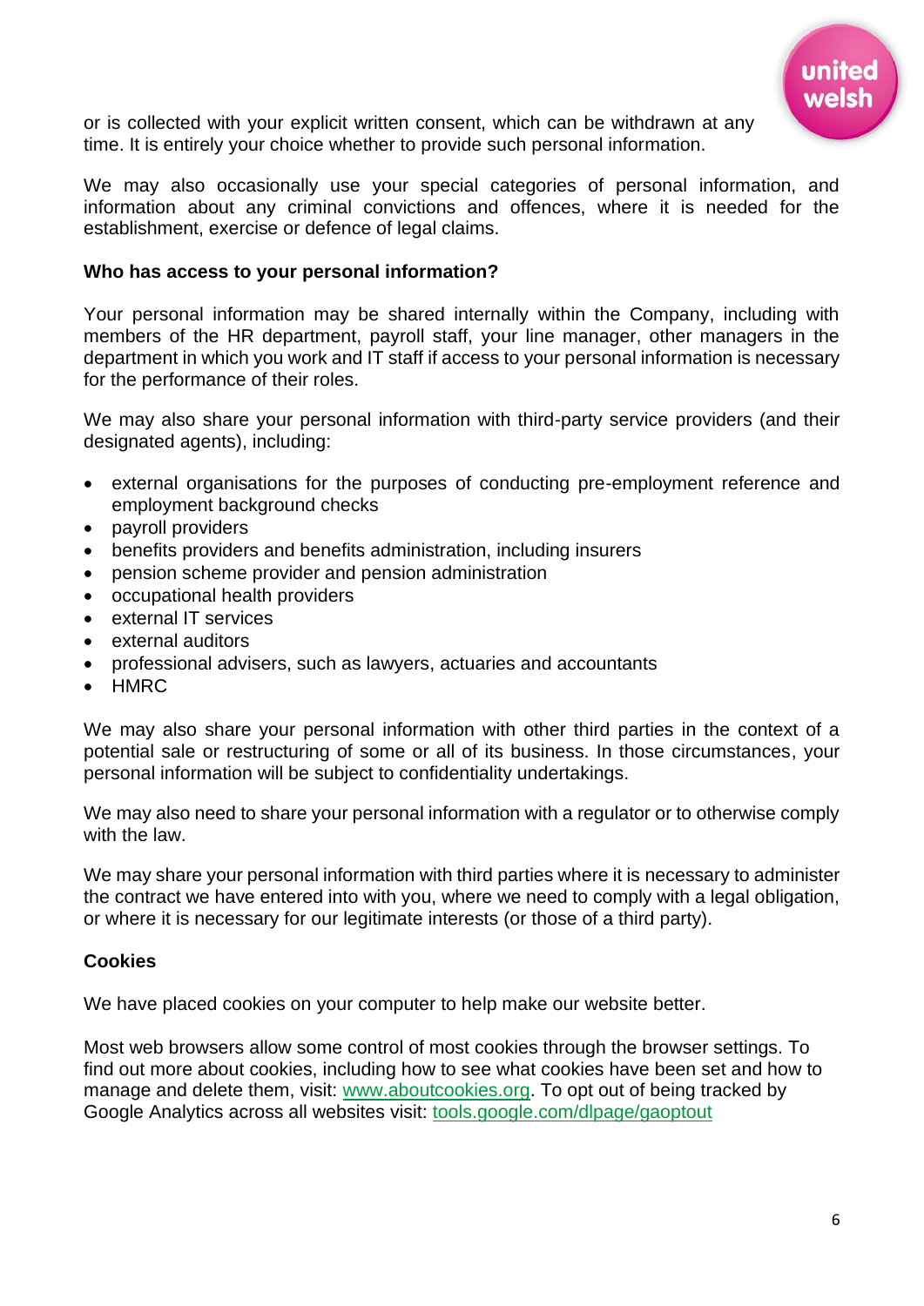or is collected with your explicit written consent, which can be withdrawn at any time. It is entirely your choice whether to provide such personal information.

We may also occasionally use your special categories of personal information, and information about any criminal convictions and offences, where it is needed for the establishment, exercise or defence of legal claims.

**Who has access to your personal information?**

Your personal information may be shared internally within the Company, including with members of the HR department, payroll staff, your line manager, other managers in the department in which you work and IT staff if access to your personal information is necessary for the performance of their roles.

We may also share your personal information with third-party service providers (and their designated agents), including:

- external organisations for the purposes of conducting pre-employment reference and employment background checks
- payroll providers
- benefits providers and benefits administration, including insurers
- pension scheme provider and pension administration
- occupational health providers
- external IT services
- external auditors
- professional advisers, such as lawyers, actuaries and accountants
- HMRC

We may also share your personal information with other third parties in the context of a potential sale or restructuring of some or all of its business. In those circumstances, your personal information will be subject to confidentiality undertakings.

We may also need to share your personal information with a regulator or to otherwise comply with the law.

We may share your personal information with third parties where it is necessary to administer the contract we have entered into with you, where we need to comply with a legal obligation, or where it is necessary for our legitimate interests (or those of a third party).

**Cookies**

We have placed cookies on your computer to help make our website better.

Most web browsers allow some control of most cookies through the browser settings. To find out more about cookies, including how to see what cookies have been set and how to manage and delete them, visit: [www.aboutcookies.org](http://www.aboutcookies.org). To opt out of being tracked by Google Analytics across all websites visit: [tools.google.com/dlpage/gaoptout](http://tools.google.com/dlpage/gaoptout)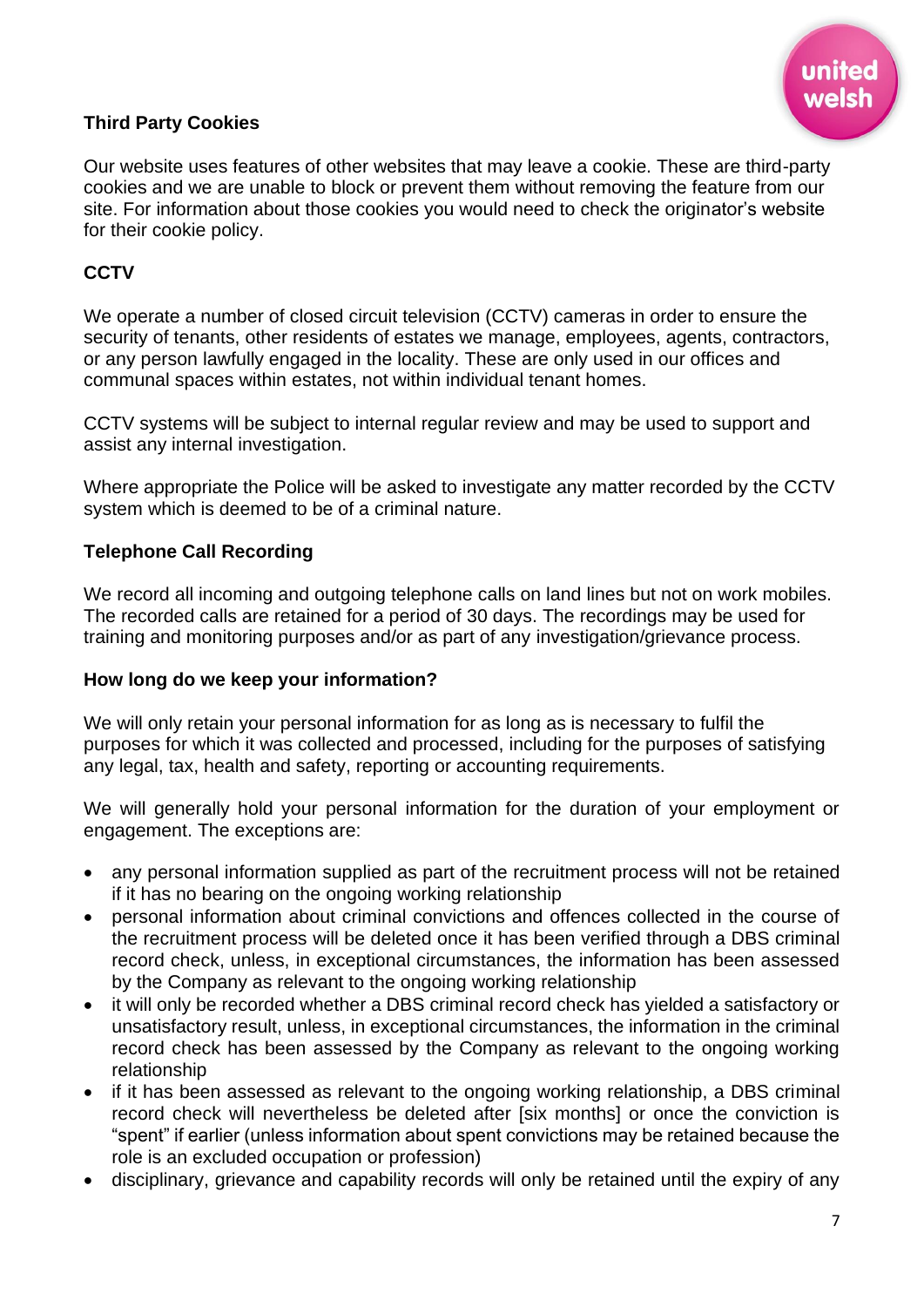### Third Party Cookies

Our website uses features of other websites that may leave a cookie. These are third-party cookies and we are unable to block or prevent them without removing the feature from our site. For information about those cookies you would need to check the originator's website for their cookie policy.

### CCTV

We operate a number of closed circuit television (CCTV) cameras in order to ensure the security of tenants, other residents of estates we manage, employees, agents, contractors, or any person lawfully engaged in the locality. These are only used in our offices and communal spaces within estates, not within individual tenant homes.

CCTV systems will be subject to internal regular review and may be used to support and assist any internal investigation.

Where appropriate the Police will be asked to investigate any matter recorded by the CCTV system which is deemed to be of a criminal nature.

### Telephone Call Recording

We record all incoming and outgoing telephone calls on land lines but not on work mobiles. The recorded calls are retained for a period of 30 days. The recordings may be used for training and monitoring purposes and/or as part of any investigation/grievance process.

### How long do we keep your information?

We will only retain your personal information for as long as is necessary to fulfil the purposes for which it was collected and processed, including for the purposes of satisfying any legal, tax, health and safety, reporting or accounting requirements.

We will generally hold your personal information for the duration of your employment or engagement. The exceptions are:

- any personal information supplied as part of the recruitment process will not be retained if it has no bearing on the ongoing working relationship
- personal information about criminal convictions and offences collected in the course of the recruitment process will be deleted once it has been verified through a DBS criminal record check, unless, in exceptional circumstances, the information has been assessed by the Company as relevant to the ongoing working relationship
- it will only be recorded whether a DBS criminal record check has yielded a satisfactory or unsatisfactory result, unless, in exceptional circumstances, the information in the criminal record check has been assessed by the Company as relevant to the ongoing working relationship
- if it has been assessed as relevant to the ongoing working relationship, a DBS criminal record check will nevertheless be deleted after [six months] or once the conviction is "spent" if earlier (unless information about spent convictions may be retained because the role is an excluded occupation or profession)
- disciplinary, grievance and capability records will only be retained until the expiry of any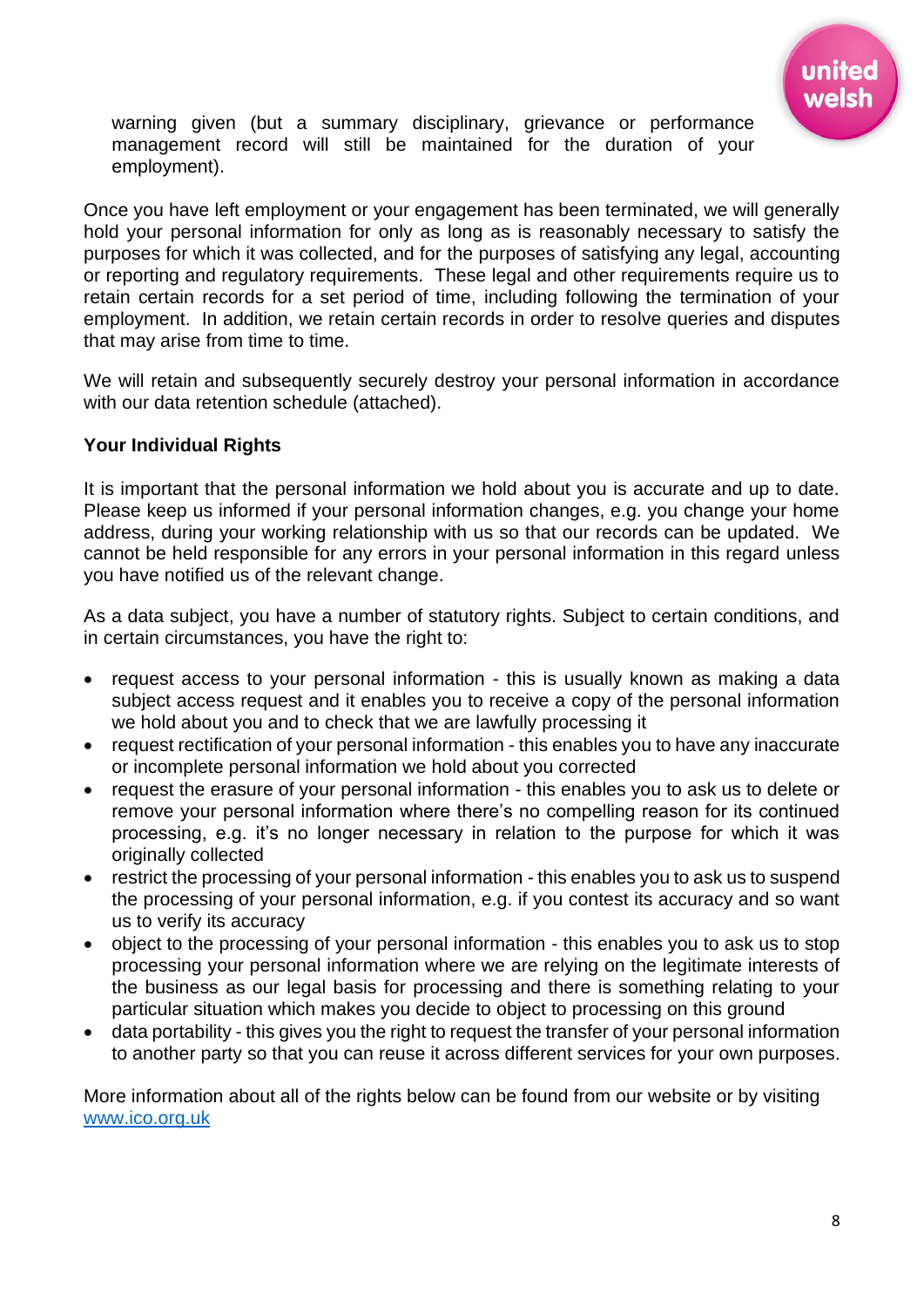warning given (but a summary disciplinary, grievance or performance management record will still be maintained for the duration of your employment).

Once you have left employment or your engagement has been terminated, we will generally hold your personal information for only as long as is reasonably necessary to satisfy the purposes for which it was collected, and for the purposes of satisfying any legal, accounting or reporting and regulatory requirements. These legal and other requirements require us to retain certain records for a set period of time, including following the termination of your employment. In addition, we retain certain records in order to resolve queries and disputes that may arise from time to time.

We will retain and subsequently securely destroy your personal information in accordance with our data retention schedule (attached).

**Your Individual Rights**

It is important that the personal information we hold about you is accurate and up to date. Please keep us informed if your personal information changes, e.g. you change your home address, during your working relationship with us so that our records can be updated. We cannot be held responsible for any errors in your personal information in this regard unless you have notified us of the relevant change.

As a data subject, you have a number of statutory rights. Subject to certain conditions, and in certain circumstances, you have the right to:

- request access to your personal information - this is usually known as making a data subject access request and it enables you to receive a copy of the personal information we hold about you and to check that we are lawfully processing it
- request rectification of your personal information - this enables you to have any inaccurate or incomplete personal information we hold about you corrected
- request the erasure of your personal information - this enables you to ask us to delete or remove your personal information where there's no compelling reason for its continued processing, e.g. it's no longer necessary in relation to the purpose for which it was originally collected
- restrict the processing of your personal information - this enables you to ask us to suspend the processing of your personal information, e.g. if you contest its accuracy and so want us to verify its accuracy
- object to the processing of your personal information - this enables you to ask us to stop processing your personal information where we are relying on the legitimate interests of the business as our legal basis for processing and there is something relating to your particular situation which makes you decide to object to processing on this ground
- data portability - this gives you the right to request the transfer of your personal information to another party so that you can reuse it across different services for your own purposes.

More information about all of the rights below can be found from our website or by visiting [www.ico.org.uk](http://www.ico.org.uk)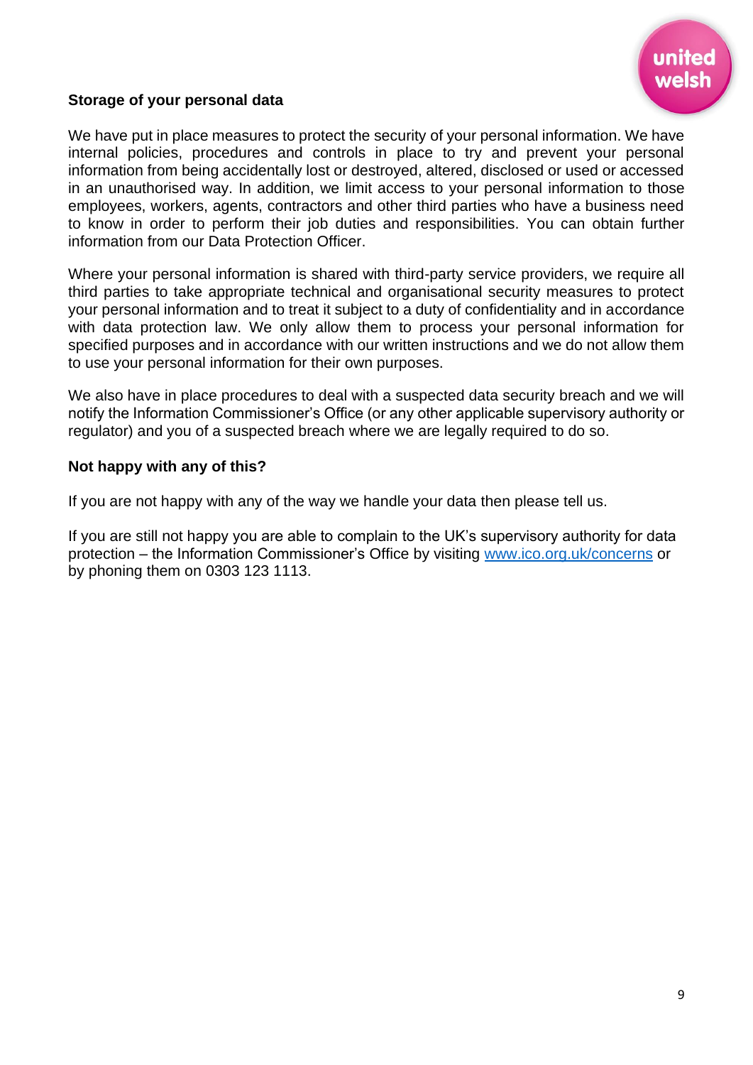**Storage of your personal data**

We have put in place measures to protect the security of your personal information. We have internal policies, procedures and controls in place to try and prevent your personal information from being accidentally lost or destroyed, altered, disclosed or used or accessed in an unauthorised way. In addition, we limit access to your personal information to those employees, workers, agents, contractors and other third parties who have a business need to know in order to perform their job duties and responsibilities. You can obtain further information from our Data Protection Officer.

Where your personal information is shared with third-party service providers, we require all third parties to take appropriate technical and organisational security measures to protect your personal information and to treat it subject to a duty of confidentiality and in accordance with data protection law. We only allow them to process your personal information for specified purposes and in accordance with our written instructions and we do not allow them to use your personal information for their own purposes.

We also have in place procedures to deal with a suspected data security breach and we will notify the Information Commissioner's Office (or any other applicable supervisory authority or regulator) and you of a suspected breach where we are legally required to do so.

**Not happy with any of this?**

If you are not happy with any of the way we handle your data then please tell us.

If you are still not happy you are able to complain to the UK's supervisory authority for data protection – the Information Commissioner's Office by visiting [www.ico.org.uk/concerns](http://www.ico.org.uk/concerns) or by phoning them on 0303 123 1113.